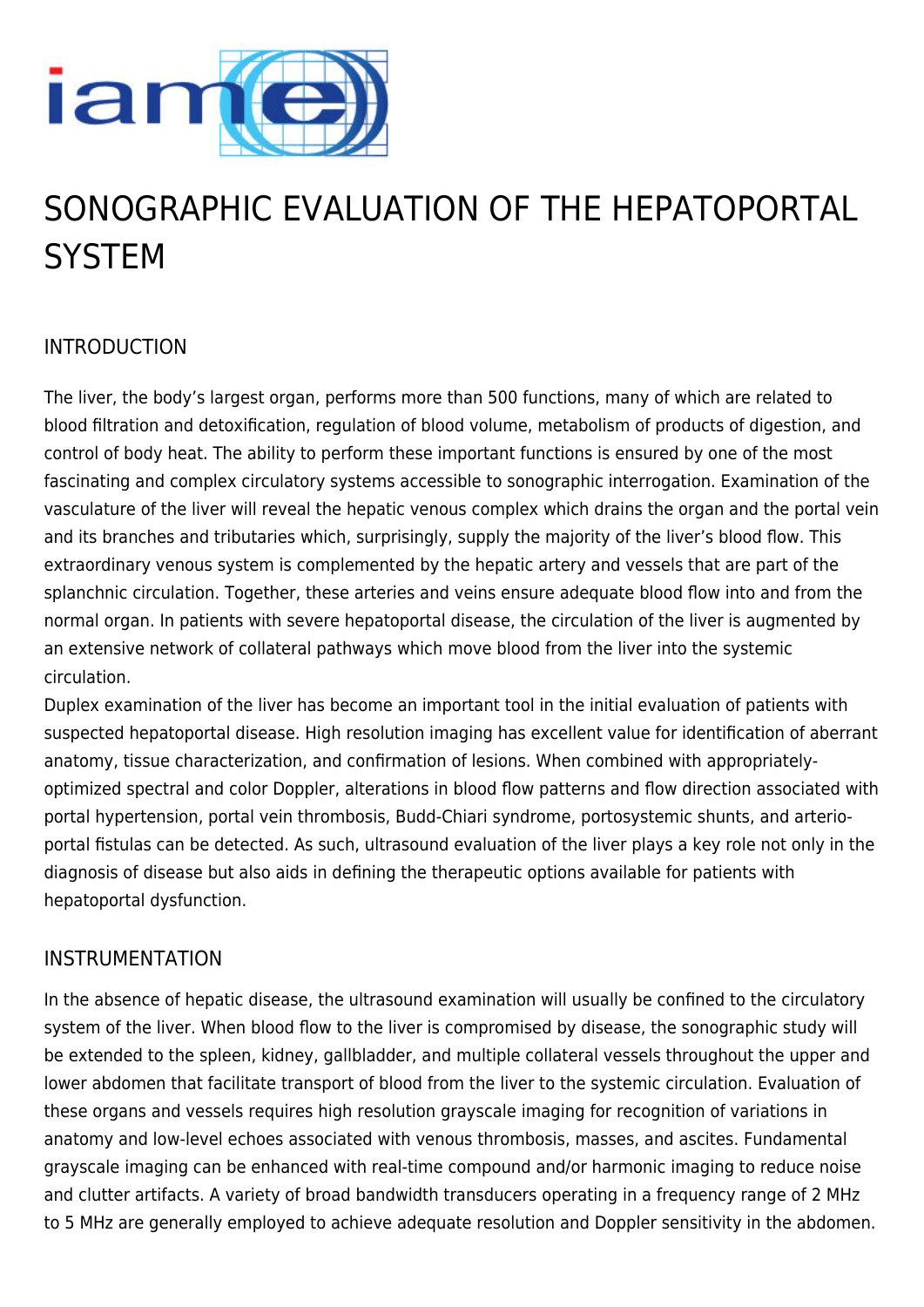# SONOGRAPHIC EVALUATION OF THE HEPATOPORTAL SYSTEM

## INTRODUCTION

The liver, the body's largest organ, performs more than 500 functions, many of which are related to blood filtration and detoxification, regulation of blood volume, metabolism of products of digestion, and control of body heat. The ability to perform these important functions is ensured by one of the most fascinating and complex circulatory systems accessible to sonographic interrogation. Examination of the vasculature of the liver will reveal the hepatic venous complex which drains the organ and the portal vein and its branches and tributaries which, surprisingly, supply the majority of the liver's blood flow. This extraordinary venous system is complemented by the hepatic artery and vessels that are part of the splanchnic circulation. Together, these arteries and veins ensure adequate blood flow into and from the normal organ. In patients with severe hepatoportal disease, the circulation of the liver is augmented by an extensive network of collateral pathways which move blood from the liver into the systemic circulation.

Duplex examination of the liver has become an important tool in the initial evaluation of patients with suspected hepatoportal disease. High resolution imaging has excellent value for identification of aberrant anatomy, tissue characterization, and confirmation of lesions. When combined with appropriately-optimized spectral and color Doppler, alterations in blood flow patterns and flow direction associated with portal hypertension, portal vein thrombosis, Budd-Chiari syndrome, portosystemic shunts, and arterio-portal fistulas can be detected. As such, ultrasound evaluation of the liver plays a key role not only in the diagnosis of disease but also aids in defining the therapeutic options available for patients with hepatoportal dysfunction.

## INSTRUMENTATION

In the absence of hepatic disease, the ultrasound examination will usually be confined to the circulatory system of the liver. When blood flow to the liver is compromised by disease, the sonographic study will be extended to the spleen, kidney, gallbladder, and multiple collateral vessels throughout the upper and lower abdomen that facilitate transport of blood from the liver to the systemic circulation. Evaluation of these organs and vessels requires high resolution grayscale imaging for recognition of variations in anatomy and low-level echoes associated with venous thrombosis, masses, and ascites. Fundamental grayscale imaging can be enhanced with real-time compound and/or harmonic imaging to reduce noise and clutter artifacts. A variety of broad bandwidth transducers operating in a frequency range of 2 MHz to 5 MHz are generally employed to achieve adequate resolution and Doppler sensitivity in the abdomen.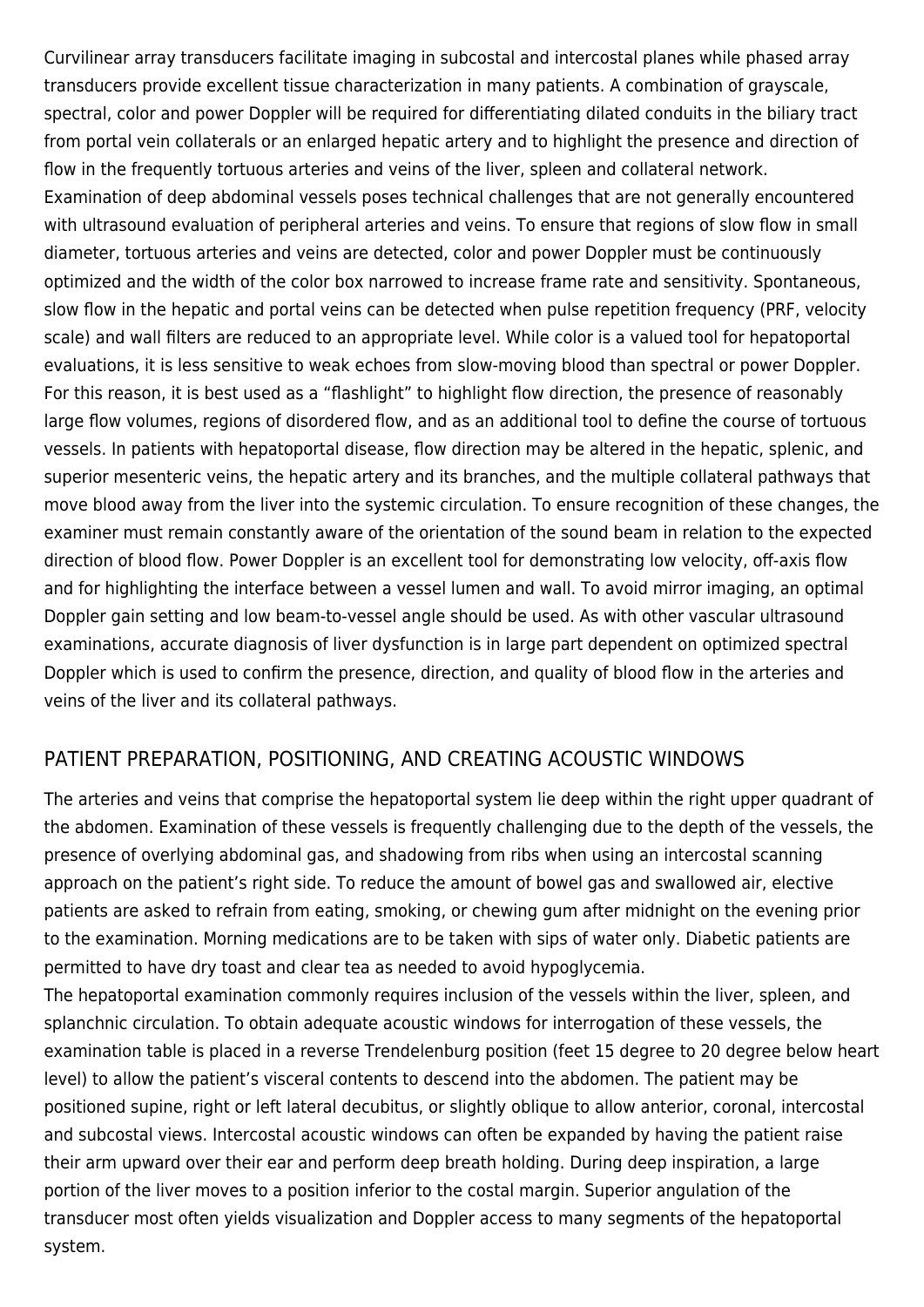Curvilinear array transducers facilitate imaging in subcostal and intercostal planes while phased array transducers provide excellent tissue characterization in many patients. A combination of grayscale, spectral, color and power Doppler will be required for differentiating dilated conduits in the biliary tract from portal vein collaterals or an enlarged hepatic artery and to highlight the presence and direction of flow in the frequently tortuous arteries and veins of the liver, spleen and collateral network.
Examination of deep abdominal vessels poses technical challenges that are not generally encountered with ultrasound evaluation of peripheral arteries and veins. To ensure that regions of slow flow in small diameter, tortuous arteries and veins are detected, color and power Doppler must be continuously optimized and the width of the color box narrowed to increase frame rate and sensitivity. Spontaneous, slow flow in the hepatic and portal veins can be detected when pulse repetition frequency (PRF, velocity scale) and wall filters are reduced to an appropriate level. While color is a valued tool for hepatoportal evaluations, it is less sensitive to weak echoes from slow-moving blood than spectral or power Doppler. For this reason, it is best used as a "flashlight" to highlight flow direction, the presence of reasonably large flow volumes, regions of disordered flow, and as an additional tool to define the course of tortuous vessels. In patients with hepatoportal disease, flow direction may be altered in the hepatic, splenic, and superior mesenteric veins, the hepatic artery and its branches, and the multiple collateral pathways that move blood away from the liver into the systemic circulation. To ensure recognition of these changes, the examiner must remain constantly aware of the orientation of the sound beam in relation to the expected direction of blood flow. Power Doppler is an excellent tool for demonstrating low velocity, off-axis flow and for highlighting the interface between a vessel lumen and wall. To avoid mirror imaging, an optimal Doppler gain setting and low beam-to-vessel angle should be used. As with other vascular ultrasound examinations, accurate diagnosis of liver dysfunction is in large part dependent on optimized spectral Doppler which is used to confirm the presence, direction, and quality of blood flow in the arteries and veins of the liver and its collateral pathways.

## PATIENT PREPARATION, POSITIONING, AND CREATING ACOUSTIC WINDOWS

The arteries and veins that comprise the hepatoportal system lie deep within the right upper quadrant of the abdomen. Examination of these vessels is frequently challenging due to the depth of the vessels, the presence of overlying abdominal gas, and shadowing from ribs when using an intercostal scanning approach on the patient's right side. To reduce the amount of bowel gas and swallowed air, elective patients are asked to refrain from eating, smoking, or chewing gum after midnight on the evening prior to the examination. Morning medications are to be taken with sips of water only. Diabetic patients are permitted to have dry toast and clear tea as needed to avoid hypoglycemia.
The hepatoportal examination commonly requires inclusion of the vessels within the liver, spleen, and splanchnic circulation. To obtain adequate acoustic windows for interrogation of these vessels, the examination table is placed in a reverse Trendelenburg position (feet 15 degree to 20 degree below heart level) to allow the patient's visceral contents to descend into the abdomen. The patient may be positioned supine, right or left lateral decubitus, or slightly oblique to allow anterior, coronal, intercostal and subcostal views. Intercostal acoustic windows can often be expanded by having the patient raise their arm upward over their ear and perform deep breath holding. During deep inspiration, a large portion of the liver moves to a position inferior to the costal margin. Superior angulation of the transducer most often yields visualization and Doppler access to many segments of the hepatoportal system.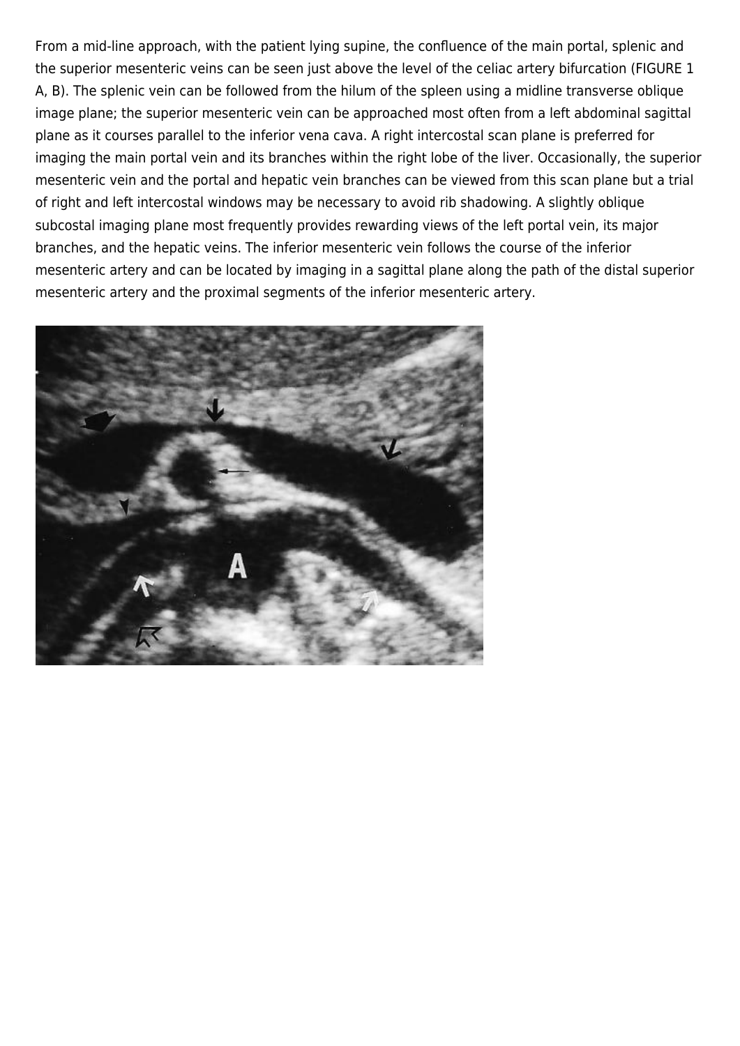From a mid-line approach, with the patient lying supine, the confluence of the main portal, splenic and the superior mesenteric veins can be seen just above the level of the celiac artery bifurcation (FIGURE 1 A, B). The splenic vein can be followed from the hilum of the spleen using a midline transverse oblique image plane; the superior mesenteric vein can be approached most often from a left abdominal sagittal plane as it courses parallel to the inferior vena cava. A right intercostal scan plane is preferred for imaging the main portal vein and its branches within the right lobe of the liver. Occasionally, the superior mesenteric vein and the portal and hepatic vein branches can be viewed from this scan plane but a trial of right and left intercostal windows may be necessary to avoid rib shadowing. A slightly oblique subcostal imaging plane most frequently provides rewarding views of the left portal vein, its major branches, and the hepatic veins. The inferior mesenteric vein follows the course of the inferior mesenteric artery and can be located by imaging in a sagittal plane along the path of the distal superior mesenteric artery and the proximal segments of the inferior mesenteric artery.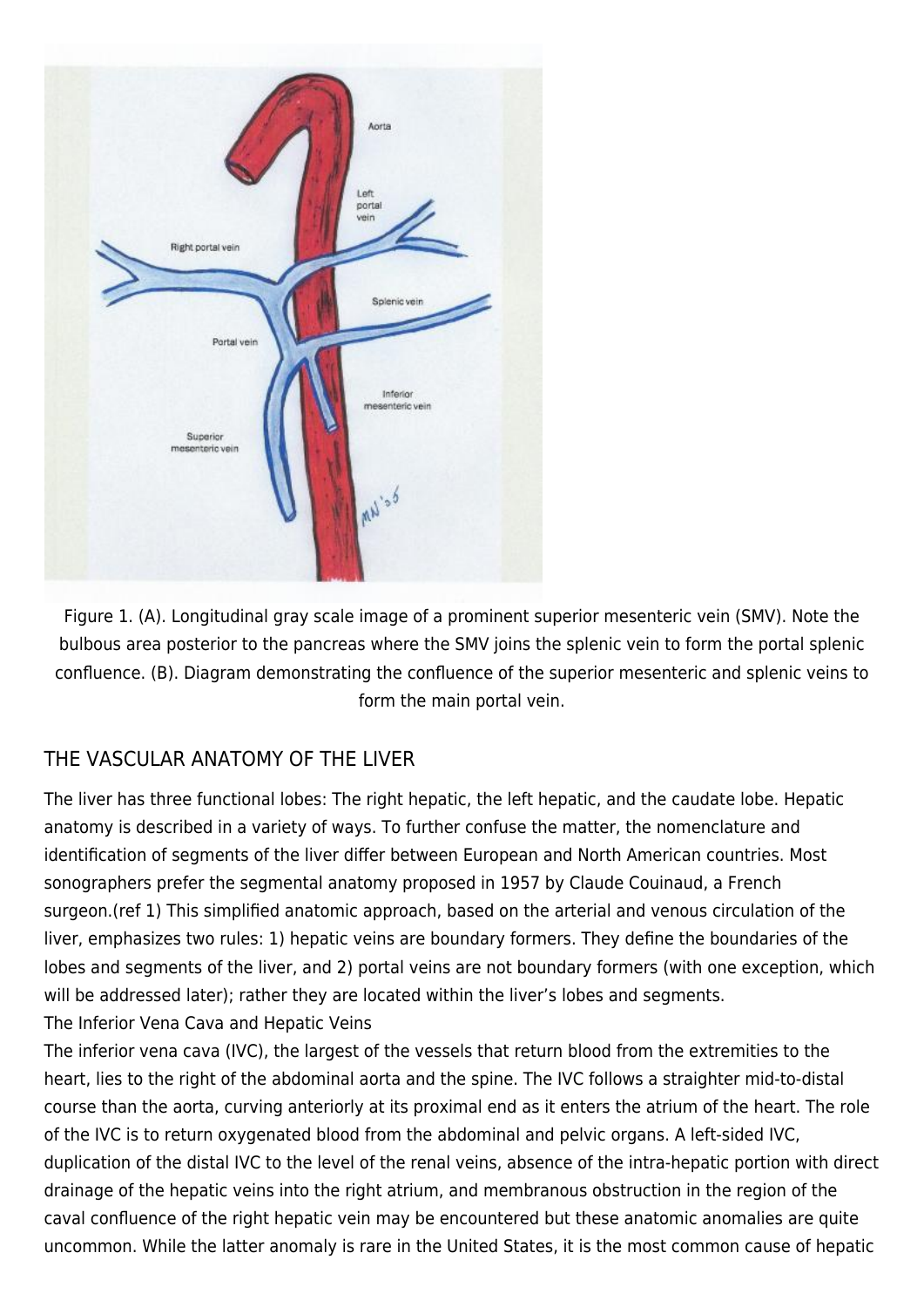Figure 1. (A). Longitudinal gray scale image of a prominent superior mesenteric vein (SMV). Note the bulbous area posterior to the pancreas where the SMV joins the splenic vein to form the portal splenic confluence. (B). Diagram demonstrating the confluence of the superior mesenteric and splenic veins to form the main portal vein.

## THE VASCULAR ANATOMY OF THE LIVER

The liver has three functional lobes: The right hepatic, the left hepatic, and the caudate lobe. Hepatic anatomy is described in a variety of ways. To further confuse the matter, the nomenclature and identification of segments of the liver differ between European and North American countries. Most sonographers prefer the segmental anatomy proposed in 1957 by Claude Couinaud, a French surgeon.(ref 1) This simplified anatomic approach, based on the arterial and venous circulation of the liver, emphasizes two rules: 1) hepatic veins are boundary formers. They define the boundaries of the lobes and segments of the liver, and 2) portal veins are not boundary formers (with one exception, which will be addressed later); rather they are located within the liver's lobes and segments.

### The Inferior Vena Cava and Hepatic Veins

The inferior vena cava (IVC), the largest of the vessels that return blood from the extremities to the heart, lies to the right of the abdominal aorta and the spine. The IVC follows a straighter mid-to-distal course than the aorta, curving anteriorly at its proximal end as it enters the atrium of the heart. The role of the IVC is to return oxygenated blood from the abdominal and pelvic organs. A left-sided IVC, duplication of the distal IVC to the level of the renal veins, absence of the intra-hepatic portion with direct drainage of the hepatic veins into the right atrium, and membranous obstruction in the region of the caval confluence of the right hepatic vein may be encountered but these anatomic anomalies are quite uncommon. While the latter anomaly is rare in the United States, it is the most common cause of hepatic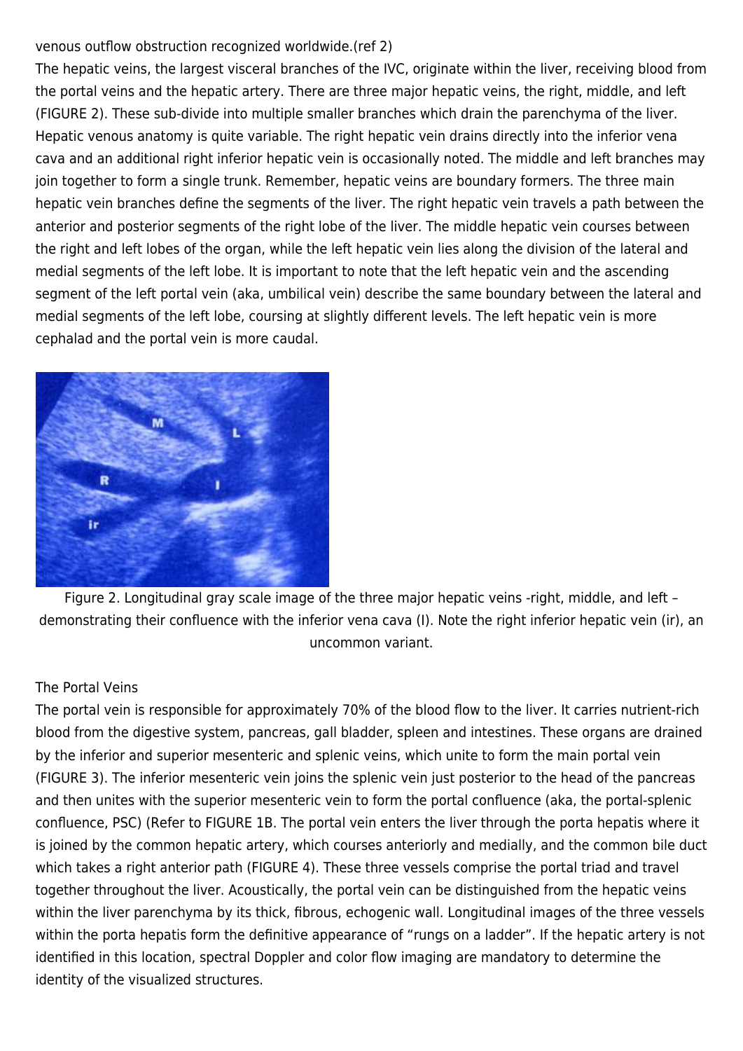venous outflow obstruction recognized worldwide.(ref 2)

The hepatic veins, the largest visceral branches of the IVC, originate within the liver, receiving blood from the portal veins and the hepatic artery. There are three major hepatic veins, the right, middle, and left (FIGURE 2). These sub-divide into multiple smaller branches which drain the parenchyma of the liver. Hepatic venous anatomy is quite variable. The right hepatic vein drains directly into the inferior vena cava and an additional right inferior hepatic vein is occasionally noted. The middle and left branches may join together to form a single trunk. Remember, hepatic veins are boundary formers. The three main hepatic vein branches define the segments of the liver. The right hepatic vein travels a path between the anterior and posterior segments of the right lobe of the liver. The middle hepatic vein courses between the right and left lobes of the organ, while the left hepatic vein lies along the division of the lateral and medial segments of the left lobe. It is important to note that the left hepatic vein and the ascending segment of the left portal vein (aka, umbilical vein) describe the same boundary between the lateral and medial segments of the left lobe, coursing at slightly different levels. The left hepatic vein is more cephalad and the portal vein is more caudal.

Figure 2. Longitudinal gray scale image of the three major hepatic veins -right, middle, and left – demonstrating their confluence with the inferior vena cava (I). Note the right inferior hepatic vein (ir), an uncommon variant.

The Portal Veins

The portal vein is responsible for approximately 70% of the blood flow to the liver. It carries nutrient-rich blood from the digestive system, pancreas, gall bladder, spleen and intestines. These organs are drained by the inferior and superior mesenteric and splenic veins, which unite to form the main portal vein (FIGURE 3). The inferior mesenteric vein joins the splenic vein just posterior to the head of the pancreas and then unites with the superior mesenteric vein to form the portal confluence (aka, the portal-splenic confluence, PSC) (Refer to FIGURE 1B. The portal vein enters the liver through the porta hepatis where it is joined by the common hepatic artery, which courses anteriorly and medially, and the common bile duct which takes a right anterior path (FIGURE 4). These three vessels comprise the portal triad and travel together throughout the liver. Acoustically, the portal vein can be distinguished from the hepatic veins within the liver parenchyma by its thick, fibrous, echogenic wall. Longitudinal images of the three vessels within the porta hepatis form the definitive appearance of "rungs on a ladder". If the hepatic artery is not identified in this location, spectral Doppler and color flow imaging are mandatory to determine the identity of the visualized structures.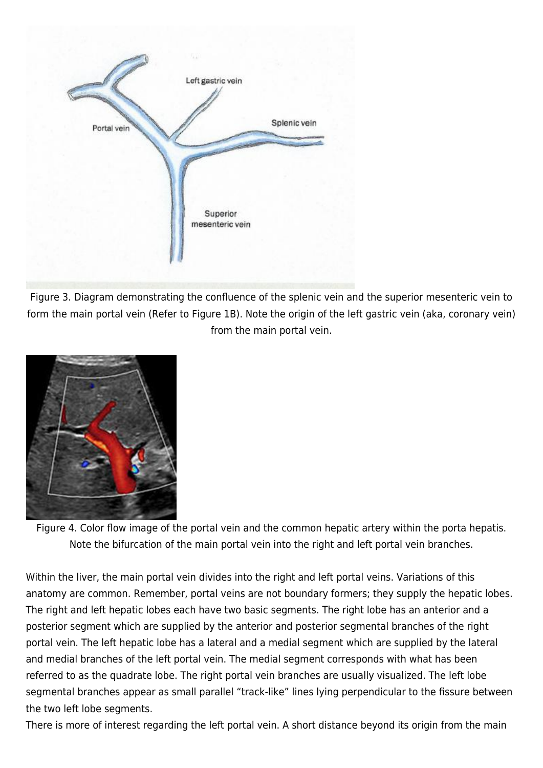Figure 3. Diagram demonstrating the confluence of the splenic vein and the superior mesenteric vein to form the main portal vein (Refer to Figure 1B). Note the origin of the left gastric vein (aka, coronary vein) from the main portal vein.

Figure 4. Color flow image of the portal vein and the common hepatic artery within the porta hepatis. Note the bifurcation of the main portal vein into the right and left portal vein branches.

Within the liver, the main portal vein divides into the right and left portal veins. Variations of this anatomy are common. Remember, portal veins are not boundary formers; they supply the hepatic lobes. The right and left hepatic lobes each have two basic segments. The right lobe has an anterior and a posterior segment which are supplied by the anterior and posterior segmental branches of the right portal vein. The left hepatic lobe has a lateral and a medial segment which are supplied by the lateral and medial branches of the left portal vein. The medial segment corresponds with what has been referred to as the quadrate lobe. The right portal vein branches are usually visualized. The left lobe segmental branches appear as small parallel "track-like" lines lying perpendicular to the fissure between the two left lobe segments.

There is more of interest regarding the left portal vein. A short distance beyond its origin from the main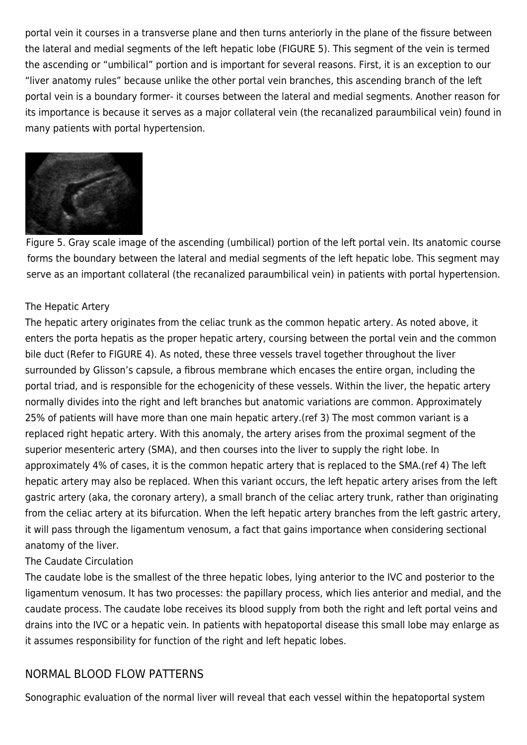portal vein it courses in a transverse plane and then turns anteriorly in the plane of the fissure between the lateral and medial segments of the left hepatic lobe (FIGURE 5). This segment of the vein is termed the ascending or "umbilical" portion and is important for several reasons. First, it is an exception to our "liver anatomy rules" because unlike the other portal vein branches, this ascending branch of the left portal vein is a boundary former- it courses between the lateral and medial segments. Another reason for its importance is because it serves as a major collateral vein (the recanalized paraumbilical vein) found in many patients with portal hypertension.

Figure 5. Gray scale image of the ascending (umbilical) portion of the left portal vein. Its anatomic course forms the boundary between the lateral and medial segments of the left hepatic lobe. This segment may serve as an important collateral (the recanalized paraumbilical vein) in patients with portal hypertension.

### The Hepatic Artery

The hepatic artery originates from the celiac trunk as the common hepatic artery. As noted above, it enters the porta hepatis as the proper hepatic artery, coursing between the portal vein and the common bile duct (Refer to FIGURE 4). As noted, these three vessels travel together throughout the liver surrounded by Glisson's capsule, a fibrous membrane which encases the entire organ, including the portal triad, and is responsible for the echogenicity of these vessels. Within the liver, the hepatic artery normally divides into the right and left branches but anatomic variations are common. Approximately 25% of patients will have more than one main hepatic artery.(ref 3) The most common variant is a replaced right hepatic artery. With this anomaly, the artery arises from the proximal segment of the superior mesenteric artery (SMA), and then courses into the liver to supply the right lobe. In approximately 4% of cases, it is the common hepatic artery that is replaced to the SMA.(ref 4) The left hepatic artery may also be replaced. When this variant occurs, the left hepatic artery arises from the left gastric artery (aka, the coronary artery), a small branch of the celiac artery trunk, rather than originating from the celiac artery at its bifurcation. When the left hepatic artery branches from the left gastric artery, it will pass through the ligamentum venosum, a fact that gains importance when considering sectional anatomy of the liver.

### The Caudate Circulation

The caudate lobe is the smallest of the three hepatic lobes, lying anterior to the IVC and posterior to the ligamentum venosum. It has two processes: the papillary process, which lies anterior and medial, and the caudate process. The caudate lobe receives its blood supply from both the right and left portal veins and drains into the IVC or a hepatic vein. In patients with hepatoportal disease this small lobe may enlarge as it assumes responsibility for function of the right and left hepatic lobes.

## NORMAL BLOOD FLOW PATTERNS

Sonographic evaluation of the normal liver will reveal that each vessel within the hepatoportal system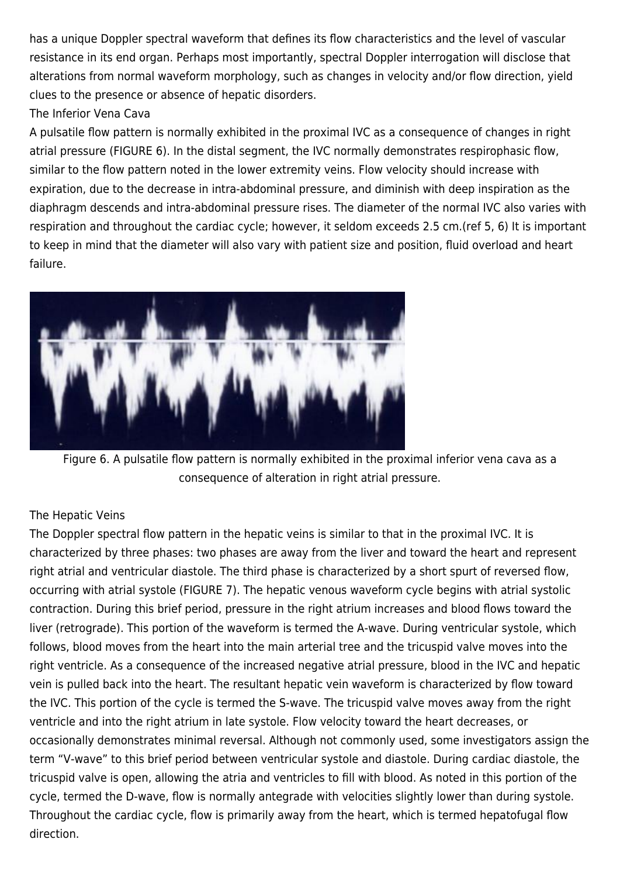has a unique Doppler spectral waveform that defines its flow characteristics and the level of vascular resistance in its end organ. Perhaps most importantly, spectral Doppler interrogation will disclose that alterations from normal waveform morphology, such as changes in velocity and/or flow direction, yield clues to the presence or absence of hepatic disorders.

## The Inferior Vena Cava

A pulsatile flow pattern is normally exhibited in the proximal IVC as a consequence of changes in right atrial pressure (FIGURE 6). In the distal segment, the IVC normally demonstrates respirophasic flow, similar to the flow pattern noted in the lower extremity veins. Flow velocity should increase with expiration, due to the decrease in intra-abdominal pressure, and diminish with deep inspiration as the diaphragm descends and intra-abdominal pressure rises. The diameter of the normal IVC also varies with respiration and throughout the cardiac cycle; however, it seldom exceeds 2.5 cm.(ref 5, 6) It is important to keep in mind that the diameter will also vary with patient size and position, fluid overload and heart failure.

Figure 6. A pulsatile flow pattern is normally exhibited in the proximal inferior vena cava as a consequence of alteration in right atrial pressure.

## The Hepatic Veins

The Doppler spectral flow pattern in the hepatic veins is similar to that in the proximal IVC. It is characterized by three phases: two phases are away from the liver and toward the heart and represent right atrial and ventricular diastole. The third phase is characterized by a short spurt of reversed flow, occurring with atrial systole (FIGURE 7). The hepatic venous waveform cycle begins with atrial systolic contraction. During this brief period, pressure in the right atrium increases and blood flows toward the liver (retrograde). This portion of the waveform is termed the A-wave. During ventricular systole, which follows, blood moves from the heart into the main arterial tree and the tricuspid valve moves into the right ventricle. As a consequence of the increased negative atrial pressure, blood in the IVC and hepatic vein is pulled back into the heart. The resultant hepatic vein waveform is characterized by flow toward the IVC. This portion of the cycle is termed the S-wave. The tricuspid valve moves away from the right ventricle and into the right atrium in late systole. Flow velocity toward the heart decreases, or occasionally demonstrates minimal reversal. Although not commonly used, some investigators assign the term “V-wave” to this brief period between ventricular systole and diastole. During cardiac diastole, the tricuspid valve is open, allowing the atria and ventricles to fill with blood. As noted in this portion of the cycle, termed the D-wave, flow is normally antegrade with velocities slightly lower than during systole. Throughout the cardiac cycle, flow is primarily away from the heart, which is termed hepatofugal flow direction.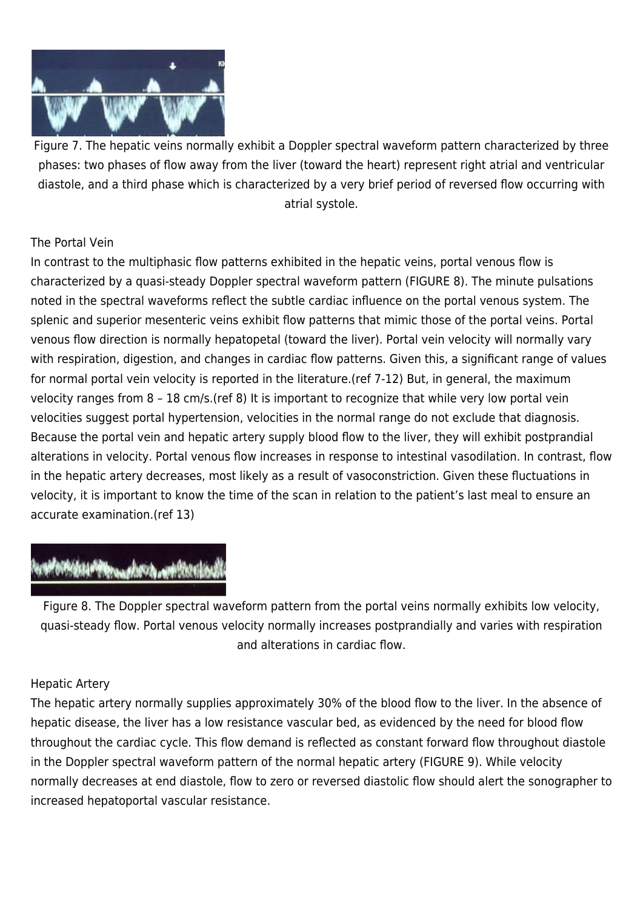Figure 7. The hepatic veins normally exhibit a Doppler spectral waveform pattern characterized by three phases: two phases of flow away from the liver (toward the heart) represent right atrial and ventricular diastole, and a third phase which is characterized by a very brief period of reversed flow occurring with atrial systole.

## The Portal Vein

In contrast to the multiphasic flow patterns exhibited in the hepatic veins, portal venous flow is characterized by a quasi-steady Doppler spectral waveform pattern (FIGURE 8). The minute pulsations noted in the spectral waveforms reflect the subtle cardiac influence on the portal venous system. The splenic and superior mesenteric veins exhibit flow patterns that mimic those of the portal veins. Portal venous flow direction is normally hepatopetal (toward the liver). Portal vein velocity will normally vary with respiration, digestion, and changes in cardiac flow patterns. Given this, a significant range of values for normal portal vein velocity is reported in the literature.(ref 7-12) But, in general, the maximum velocity ranges from 8 – 18 cm/s.(ref 8) It is important to recognize that while very low portal vein velocities suggest portal hypertension, velocities in the normal range do not exclude that diagnosis. Because the portal vein and hepatic artery supply blood flow to the liver, they will exhibit postprandial alterations in velocity. Portal venous flow increases in response to intestinal vasodilation. In contrast, flow in the hepatic artery decreases, most likely as a result of vasoconstriction. Given these fluctuations in velocity, it is important to know the time of the scan in relation to the patient's last meal to ensure an accurate examination.(ref 13)

Figure 8. The Doppler spectral waveform pattern from the portal veins normally exhibits low velocity, quasi-steady flow. Portal venous velocity normally increases postprandially and varies with respiration and alterations in cardiac flow.

## Hepatic Artery

The hepatic artery normally supplies approximately 30% of the blood flow to the liver. In the absence of hepatic disease, the liver has a low resistance vascular bed, as evidenced by the need for blood flow throughout the cardiac cycle. This flow demand is reflected as constant forward flow throughout diastole in the Doppler spectral waveform pattern of the normal hepatic artery (FIGURE 9). While velocity normally decreases at end diastole, flow to zero or reversed diastolic flow should alert the sonographer to increased hepatoportal vascular resistance.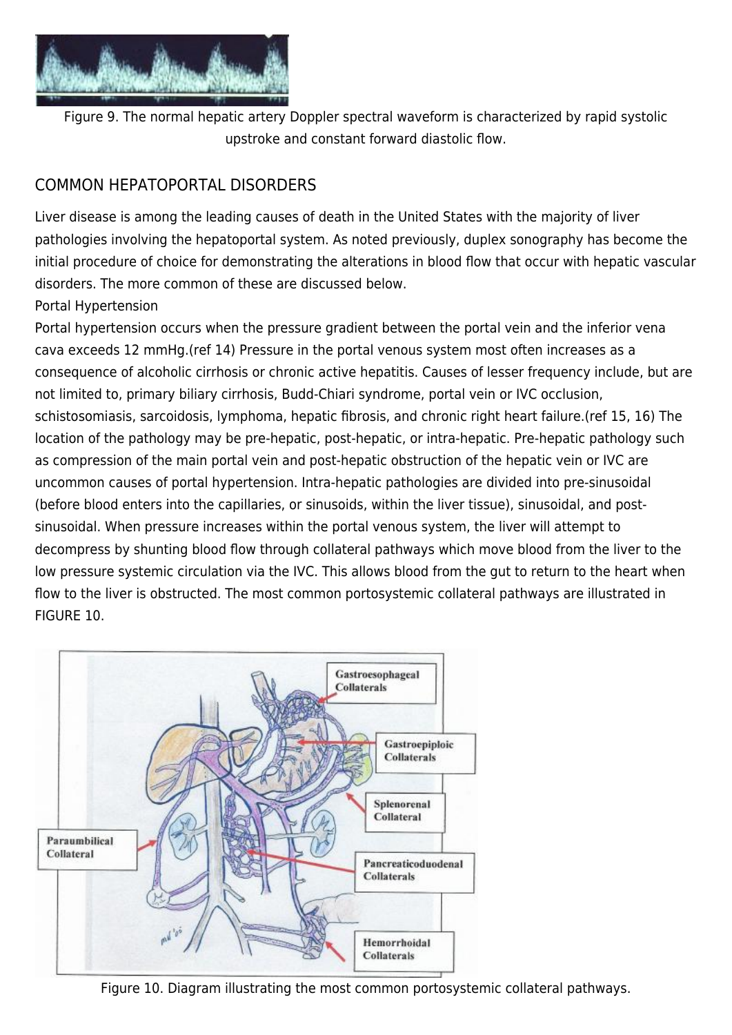Figure 9. The normal hepatic artery Doppler spectral waveform is characterized by rapid systolic upstroke and constant forward diastolic flow.

## COMMON HEPATOPORTAL DISORDERS

Liver disease is among the leading causes of death in the United States with the majority of liver pathologies involving the hepatoportal system. As noted previously, duplex sonography has become the initial procedure of choice for demonstrating the alterations in blood flow that occur with hepatic vascular disorders. The more common of these are discussed below.

### Portal Hypertension

Portal hypertension occurs when the pressure gradient between the portal vein and the inferior vena cava exceeds 12 mmHg.(ref 14) Pressure in the portal venous system most often increases as a consequence of alcoholic cirrhosis or chronic active hepatitis. Causes of lesser frequency include, but are not limited to, primary biliary cirrhosis, Budd-Chiari syndrome, portal vein or IVC occlusion, schistosomiasis, sarcoidosis, lymphoma, hepatic fibrosis, and chronic right heart failure.(ref 15, 16) The location of the pathology may be pre-hepatic, post-hepatic, or intra-hepatic. Pre-hepatic pathology such as compression of the main portal vein and post-hepatic obstruction of the hepatic vein or IVC are uncommon causes of portal hypertension. Intra-hepatic pathologies are divided into pre-sinusoidal (before blood enters into the capillaries, or sinusoids, within the liver tissue), sinusoidal, and post-sinusoidal. When pressure increases within the portal venous system, the liver will attempt to decompress by shunting blood flow through collateral pathways which move blood from the liver to the low pressure systemic circulation via the IVC. This allows blood from the gut to return to the heart when flow to the liver is obstructed. The most common portosystemic collateral pathways are illustrated in FIGURE 10.

Figure 10. Diagram illustrating the most common portosystemic collateral pathways.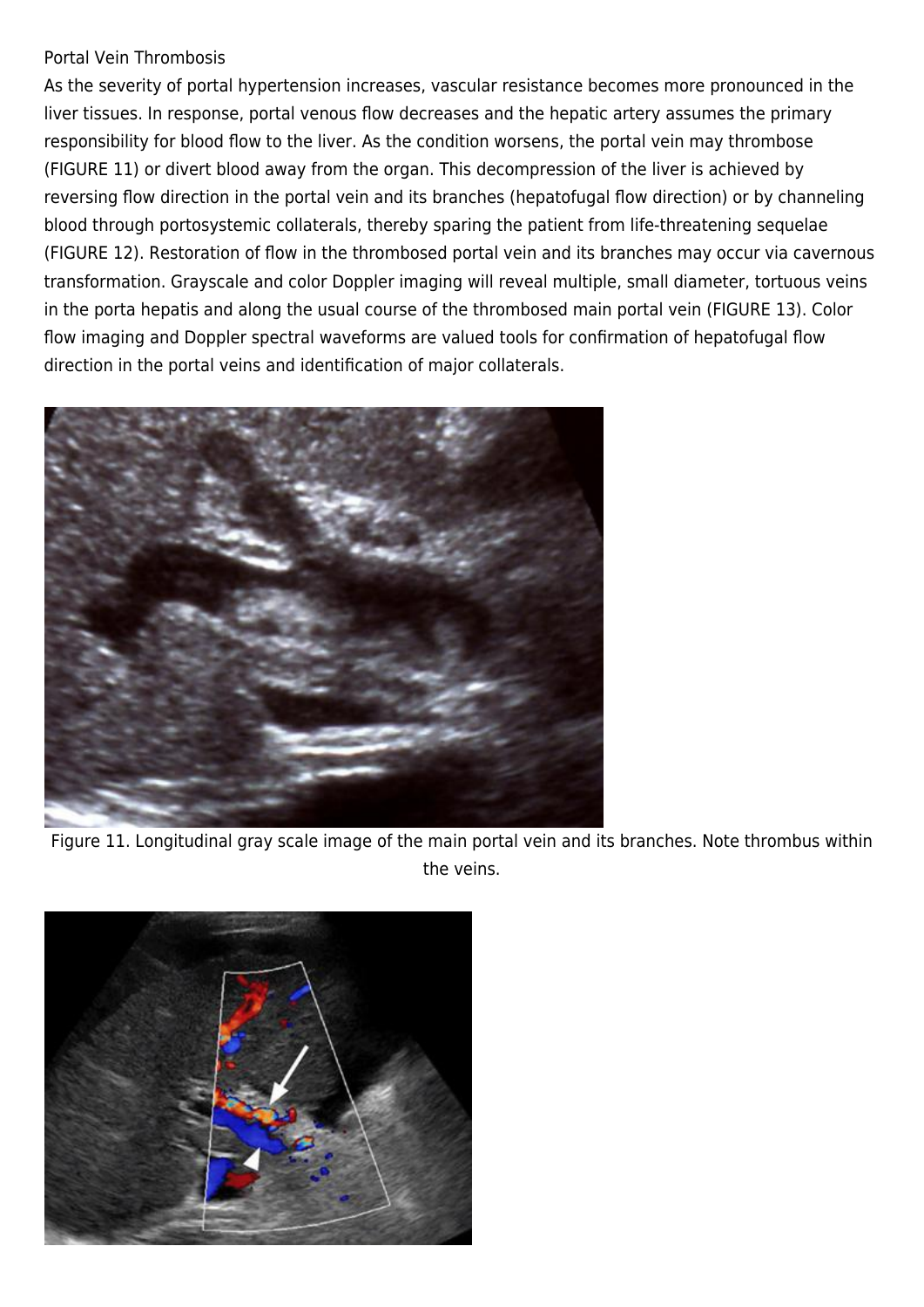## Portal Vein Thrombosis

As the severity of portal hypertension increases, vascular resistance becomes more pronounced in the liver tissues. In response, portal venous flow decreases and the hepatic artery assumes the primary responsibility for blood flow to the liver. As the condition worsens, the portal vein may thrombose (FIGURE 11) or divert blood away from the organ. This decompression of the liver is achieved by reversing flow direction in the portal vein and its branches (hepatofugal flow direction) or by channeling blood through portosystemic collaterals, thereby sparing the patient from life-threatening sequelae (FIGURE 12). Restoration of flow in the thrombosed portal vein and its branches may occur via cavernous transformation. Grayscale and color Doppler imaging will reveal multiple, small diameter, tortuous veins in the porta hepatis and along the usual course of the thrombosed main portal vein (FIGURE 13). Color flow imaging and Doppler spectral waveforms are valued tools for confirmation of hepatofugal flow direction in the portal veins and identification of major collaterals.

Figure 11. Longitudinal gray scale image of the main portal vein and its branches. Note thrombus within the veins.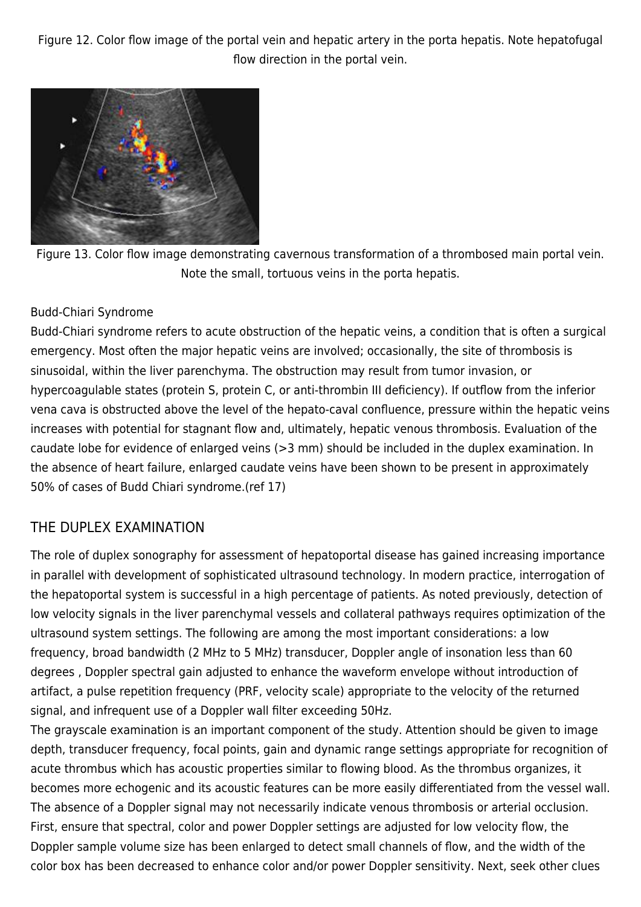Figure 12. Color flow image of the portal vein and hepatic artery in the porta hepatis. Note hepatofugal flow direction in the portal vein.

Figure 13. Color flow image demonstrating cavernous transformation of a thrombosed main portal vein. Note the small, tortuous veins in the porta hepatis.

Budd-Chiari Syndrome

Budd-Chiari syndrome refers to acute obstruction of the hepatic veins, a condition that is often a surgical emergency. Most often the major hepatic veins are involved; occasionally, the site of thrombosis is sinusoidal, within the liver parenchyma. The obstruction may result from tumor invasion, or hypercoagulable states (protein S, protein C, or anti-thrombin III deficiency). If outflow from the inferior vena cava is obstructed above the level of the hepato-caval confluence, pressure within the hepatic veins increases with potential for stagnant flow and, ultimately, hepatic venous thrombosis. Evaluation of the caudate lobe for evidence of enlarged veins (>3 mm) should be included in the duplex examination. In the absence of heart failure, enlarged caudate veins have been shown to be present in approximately 50% of cases of Budd Chiari syndrome.(ref 17)

## THE DUPLEX EXAMINATION

The role of duplex sonography for assessment of hepatoportal disease has gained increasing importance in parallel with development of sophisticated ultrasound technology. In modern practice, interrogation of the hepatoportal system is successful in a high percentage of patients. As noted previously, detection of low velocity signals in the liver parenchymal vessels and collateral pathways requires optimization of the ultrasound system settings. The following are among the most important considerations: a low frequency, broad bandwidth (2 MHz to 5 MHz) transducer, Doppler angle of insonation less than 60 degrees , Doppler spectral gain adjusted to enhance the waveform envelope without introduction of artifact, a pulse repetition frequency (PRF, velocity scale) appropriate to the velocity of the returned signal, and infrequent use of a Doppler wall filter exceeding 50Hz.

The grayscale examination is an important component of the study. Attention should be given to image depth, transducer frequency, focal points, gain and dynamic range settings appropriate for recognition of acute thrombus which has acoustic properties similar to flowing blood. As the thrombus organizes, it becomes more echogenic and its acoustic features can be more easily differentiated from the vessel wall. The absence of a Doppler signal may not necessarily indicate venous thrombosis or arterial occlusion. First, ensure that spectral, color and power Doppler settings are adjusted for low velocity flow, the Doppler sample volume size has been enlarged to detect small channels of flow, and the width of the color box has been decreased to enhance color and/or power Doppler sensitivity. Next, seek other clues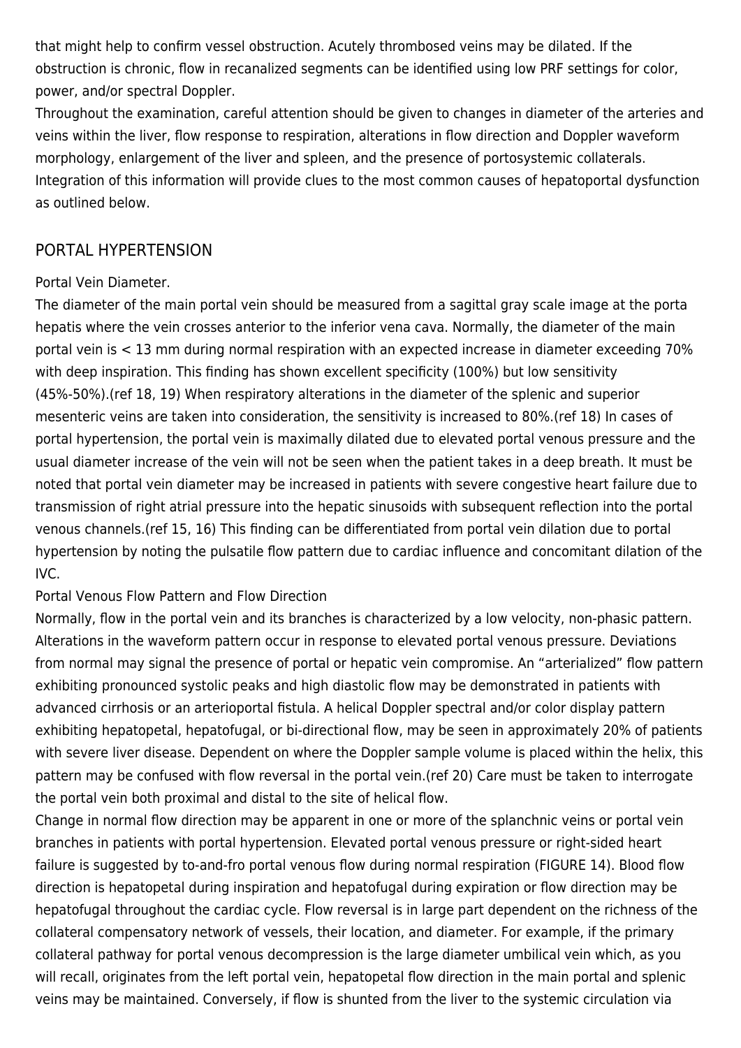that might help to confirm vessel obstruction. Acutely thrombosed veins may be dilated. If the obstruction is chronic, flow in recanalized segments can be identified using low PRF settings for color, power, and/or spectral Doppler.

Throughout the examination, careful attention should be given to changes in diameter of the arteries and veins within the liver, flow response to respiration, alterations in flow direction and Doppler waveform morphology, enlargement of the liver and spleen, and the presence of portosystemic collaterals. Integration of this information will provide clues to the most common causes of hepatoportal dysfunction as outlined below.

## PORTAL HYPERTENSION

Portal Vein Diameter.

The diameter of the main portal vein should be measured from a sagittal gray scale image at the porta hepatis where the vein crosses anterior to the inferior vena cava. Normally, the diameter of the main portal vein is < 13 mm during normal respiration with an expected increase in diameter exceeding 70% with deep inspiration. This finding has shown excellent specificity (100%) but low sensitivity (45%-50%).(ref 18, 19) When respiratory alterations in the diameter of the splenic and superior mesenteric veins are taken into consideration, the sensitivity is increased to 80%.(ref 18) In cases of portal hypertension, the portal vein is maximally dilated due to elevated portal venous pressure and the usual diameter increase of the vein will not be seen when the patient takes in a deep breath. It must be noted that portal vein diameter may be increased in patients with severe congestive heart failure due to transmission of right atrial pressure into the hepatic sinusoids with subsequent reflection into the portal venous channels.(ref 15, 16) This finding can be differentiated from portal vein dilation due to portal hypertension by noting the pulsatile flow pattern due to cardiac influence and concomitant dilation of the IVC.

Portal Venous Flow Pattern and Flow Direction

Normally, flow in the portal vein and its branches is characterized by a low velocity, non-phasic pattern. Alterations in the waveform pattern occur in response to elevated portal venous pressure. Deviations from normal may signal the presence of portal or hepatic vein compromise. An "arterialized" flow pattern exhibiting pronounced systolic peaks and high diastolic flow may be demonstrated in patients with advanced cirrhosis or an arterioportal fistula. A helical Doppler spectral and/or color display pattern exhibiting hepatopetal, hepatofugal, or bi-directional flow, may be seen in approximately 20% of patients with severe liver disease. Dependent on where the Doppler sample volume is placed within the helix, this pattern may be confused with flow reversal in the portal vein.(ref 20) Care must be taken to interrogate the portal vein both proximal and distal to the site of helical flow.

Change in normal flow direction may be apparent in one or more of the splanchnic veins or portal vein branches in patients with portal hypertension. Elevated portal venous pressure or right-sided heart failure is suggested by to-and-fro portal venous flow during normal respiration (FIGURE 14). Blood flow direction is hepatopetal during inspiration and hepatofugal during expiration or flow direction may be hepatofugal throughout the cardiac cycle. Flow reversal is in large part dependent on the richness of the collateral compensatory network of vessels, their location, and diameter. For example, if the primary collateral pathway for portal venous decompression is the large diameter umbilical vein which, as you will recall, originates from the left portal vein, hepatopetal flow direction in the main portal and splenic veins may be maintained. Conversely, if flow is shunted from the liver to the systemic circulation via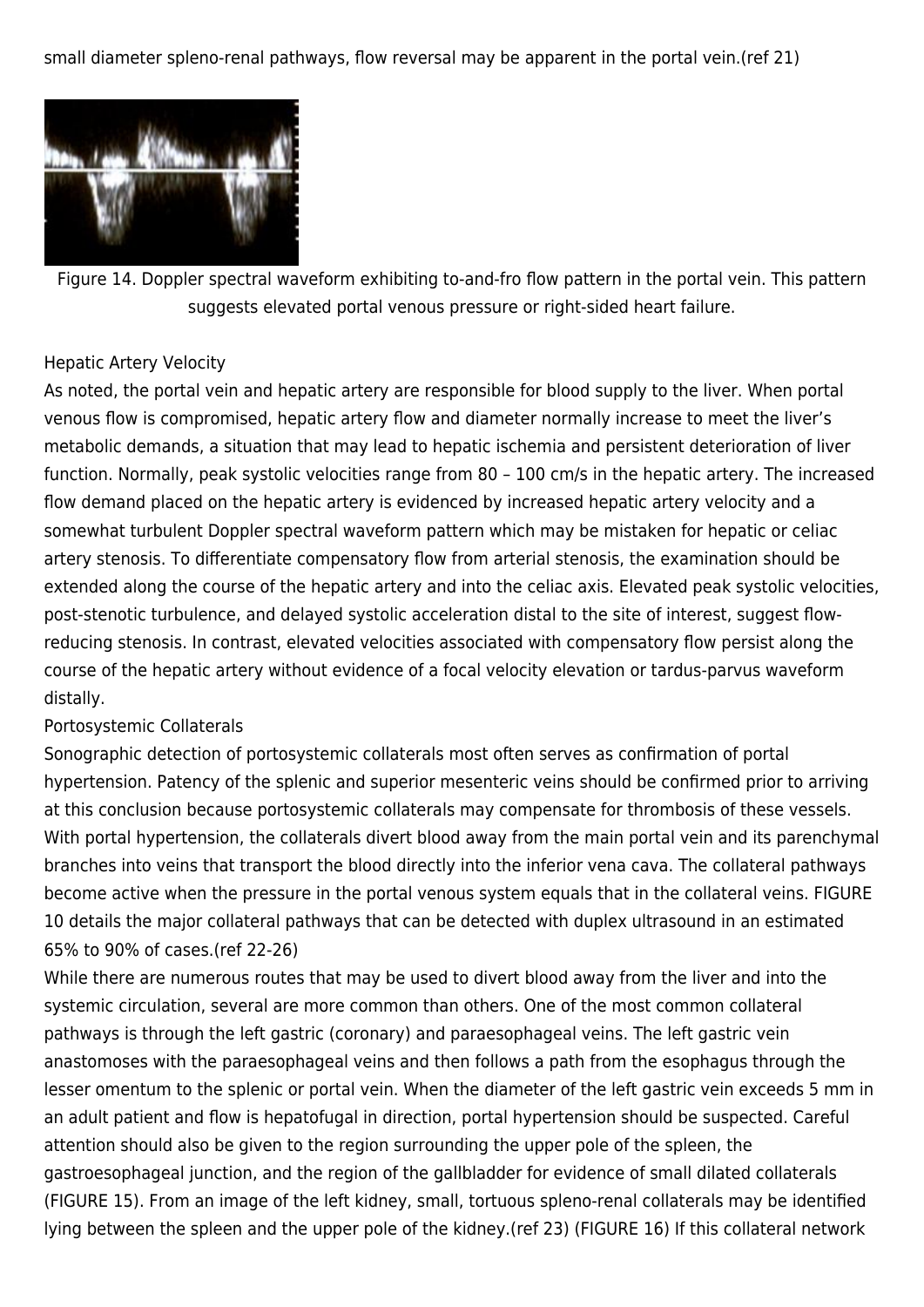small diameter spleno-renal pathways, flow reversal may be apparent in the portal vein.(ref 21)

Figure 14. Doppler spectral waveform exhibiting to-and-fro flow pattern in the portal vein. This pattern suggests elevated portal venous pressure or right-sided heart failure.

Hepatic Artery Velocity

As noted, the portal vein and hepatic artery are responsible for blood supply to the liver. When portal venous flow is compromised, hepatic artery flow and diameter normally increase to meet the liver's metabolic demands, a situation that may lead to hepatic ischemia and persistent deterioration of liver function. Normally, peak systolic velocities range from 80 – 100 cm/s in the hepatic artery. The increased flow demand placed on the hepatic artery is evidenced by increased hepatic artery velocity and a somewhat turbulent Doppler spectral waveform pattern which may be mistaken for hepatic or celiac artery stenosis. To differentiate compensatory flow from arterial stenosis, the examination should be extended along the course of the hepatic artery and into the celiac axis. Elevated peak systolic velocities, post-stenotic turbulence, and delayed systolic acceleration distal to the site of interest, suggest flow-reducing stenosis. In contrast, elevated velocities associated with compensatory flow persist along the course of the hepatic artery without evidence of a focal velocity elevation or tardus-parvus waveform distally.

Portosystemic Collaterals

Sonographic detection of portosystemic collaterals most often serves as confirmation of portal hypertension. Patency of the splenic and superior mesenteric veins should be confirmed prior to arriving at this conclusion because portosystemic collaterals may compensate for thrombosis of these vessels. With portal hypertension, the collaterals divert blood away from the main portal vein and its parenchymal branches into veins that transport the blood directly into the inferior vena cava. The collateral pathways become active when the pressure in the portal venous system equals that in the collateral veins. FIGURE 10 details the major collateral pathways that can be detected with duplex ultrasound in an estimated 65% to 90% of cases.(ref 22-26)

While there are numerous routes that may be used to divert blood away from the liver and into the systemic circulation, several are more common than others. One of the most common collateral pathways is through the left gastric (coronary) and paraesophageal veins. The left gastric vein anastomoses with the paraesophageal veins and then follows a path from the esophagus through the lesser omentum to the splenic or portal vein. When the diameter of the left gastric vein exceeds 5 mm in an adult patient and flow is hepatofugal in direction, portal hypertension should be suspected. Careful attention should also be given to the region surrounding the upper pole of the spleen, the gastroesophageal junction, and the region of the gallbladder for evidence of small dilated collaterals (FIGURE 15). From an image of the left kidney, small, tortuous spleno-renal collaterals may be identified lying between the spleen and the upper pole of the kidney.(ref 23) (FIGURE 16) If this collateral network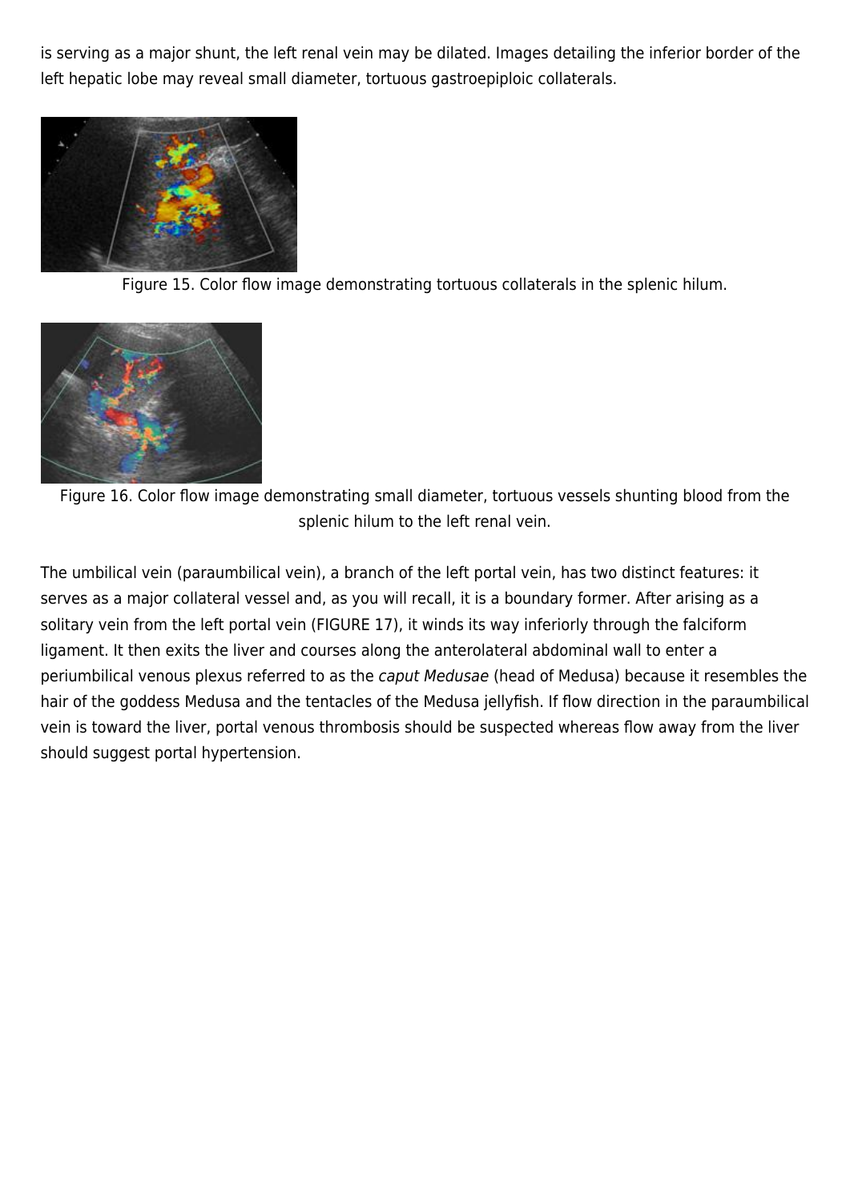is serving as a major shunt, the left renal vein may be dilated. Images detailing the inferior border of the left hepatic lobe may reveal small diameter, tortuous gastroepiploic collaterals.

Figure 15. Color flow image demonstrating tortuous collaterals in the splenic hilum.

Figure 16. Color flow image demonstrating small diameter, tortuous vessels shunting blood from the splenic hilum to the left renal vein.

The umbilical vein (paraumbilical vein), a branch of the left portal vein, has two distinct features: it serves as a major collateral vessel and, as you will recall, it is a boundary former. After arising as a solitary vein from the left portal vein (FIGURE 17), it winds its way inferiorly through the falciform ligament. It then exits the liver and courses along the anterolateral abdominal wall to enter a periumbilical venous plexus referred to as the *caput Medusae* (head of Medusa) because it resembles the hair of the goddess Medusa and the tentacles of the Medusa jellyfish. If flow direction in the paraumbilical vein is toward the liver, portal venous thrombosis should be suspected whereas flow away from the liver should suggest portal hypertension.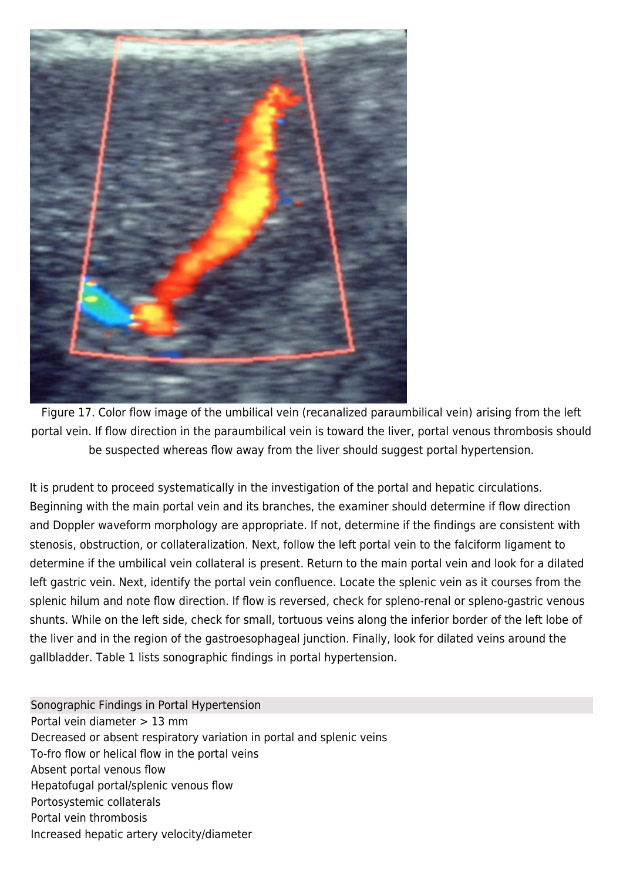Figure 17. Color flow image of the umbilical vein (recanalized paraumbilical vein) arising from the left portal vein. If flow direction in the paraumbilical vein is toward the liver, portal venous thrombosis should be suspected whereas flow away from the liver should suggest portal hypertension.

It is prudent to proceed systematically in the investigation of the portal and hepatic circulations. Beginning with the main portal vein and its branches, the examiner should determine if flow direction and Doppler waveform morphology are appropriate. If not, determine if the findings are consistent with stenosis, obstruction, or collateralization. Next, follow the left portal vein to the falciform ligament to determine if the umbilical vein collateral is present. Return to the main portal vein and look for a dilated left gastric vein. Next, identify the portal vein confluence. Locate the splenic vein as it courses from the splenic hilum and note flow direction. If flow is reversed, check for spleno-renal or spleno-gastric venous shunts. While on the left side, check for small, tortuous veins along the inferior border of the left lobe of the liver and in the region of the gastroesophageal junction. Finally, look for dilated veins around the gallbladder. Table 1 lists sonographic findings in portal hypertension.

| Sonographic Findings in Portal Hypertension |
|---|
| Portal vein diameter > 13 mm |
| Decreased or absent respiratory variation in portal and splenic veins |
| To-fro flow or helical flow in the portal veins |
| Absent portal venous flow |
| Hepatofugal portal/splenic venous flow |
| Portosystemic collaterals |
| Portal vein thrombosis |
| Increased hepatic artery velocity/diameter |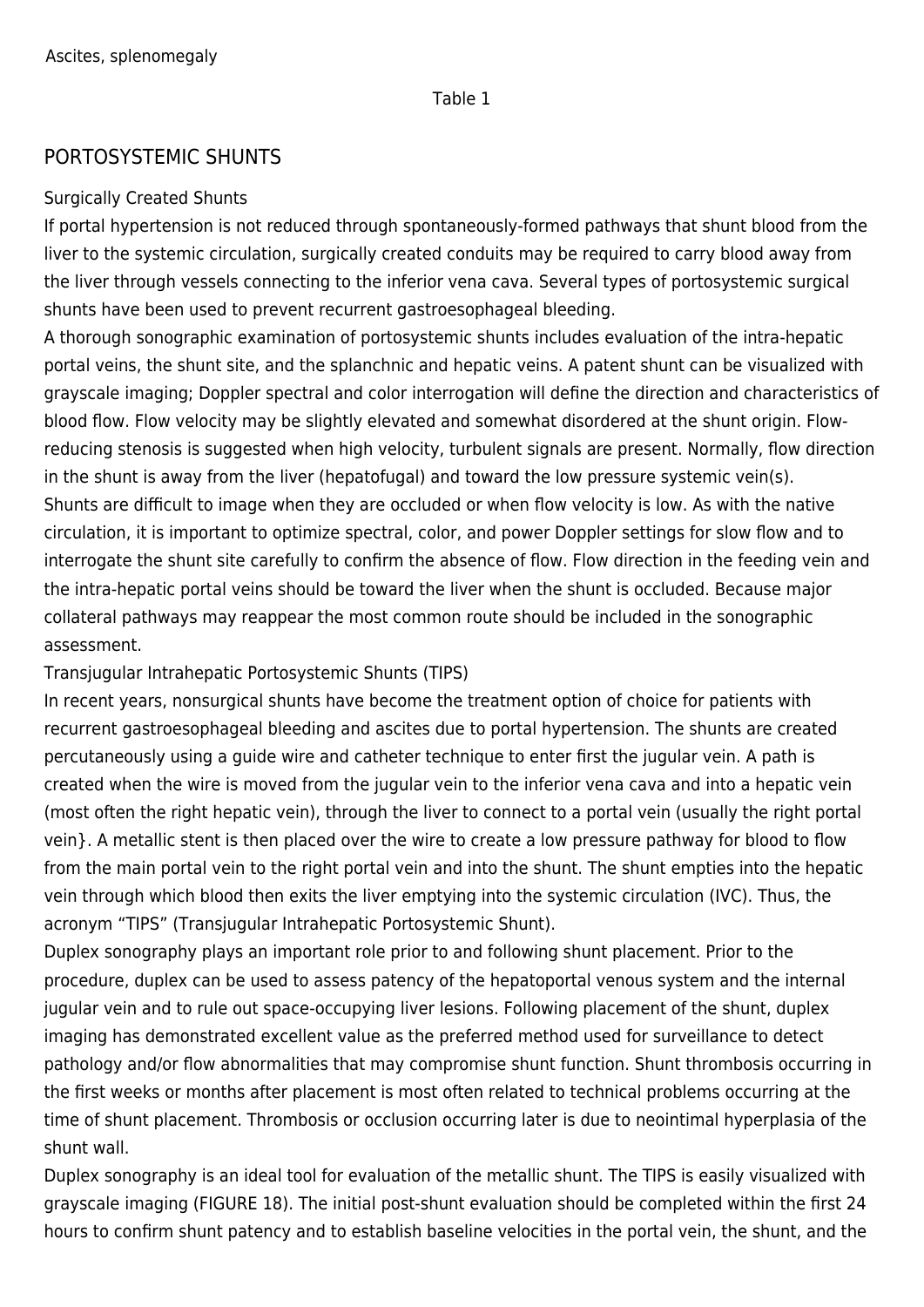Ascites, splenomegaly

Table 1

## PORTOSYSTEMIC SHUNTS

### Surgically Created Shunts

If portal hypertension is not reduced through spontaneously-formed pathways that shunt blood from the liver to the systemic circulation, surgically created conduits may be required to carry blood away from the liver through vessels connecting to the inferior vena cava. Several types of portosystemic surgical shunts have been used to prevent recurrent gastroesophageal bleeding.

A thorough sonographic examination of portosystemic shunts includes evaluation of the intra-hepatic portal veins, the shunt site, and the splanchnic and hepatic veins. A patent shunt can be visualized with grayscale imaging; Doppler spectral and color interrogation will define the direction and characteristics of blood flow. Flow velocity may be slightly elevated and somewhat disordered at the shunt origin. Flow-reducing stenosis is suggested when high velocity, turbulent signals are present. Normally, flow direction in the shunt is away from the liver (hepatofugal) and toward the low pressure systemic vein(s).

Shunts are difficult to image when they are occluded or when flow velocity is low. As with the native circulation, it is important to optimize spectral, color, and power Doppler settings for slow flow and to interrogate the shunt site carefully to confirm the absence of flow. Flow direction in the feeding vein and the intra-hepatic portal veins should be toward the liver when the shunt is occluded. Because major collateral pathways may reappear the most common route should be included in the sonographic assessment.

### Transjugular Intrahepatic Portosystemic Shunts (TIPS)

In recent years, nonsurgical shunts have become the treatment option of choice for patients with recurrent gastroesophageal bleeding and ascites due to portal hypertension. The shunts are created percutaneously using a guide wire and catheter technique to enter first the jugular vein. A path is created when the wire is moved from the jugular vein to the inferior vena cava and into a hepatic vein (most often the right hepatic vein), through the liver to connect to a portal vein (usually the right portal vein}. A metallic stent is then placed over the wire to create a low pressure pathway for blood to flow from the main portal vein to the right portal vein and into the shunt. The shunt empties into the hepatic vein through which blood then exits the liver emptying into the systemic circulation (IVC). Thus, the acronym "TIPS" (Transjugular Intrahepatic Portosystemic Shunt).

Duplex sonography plays an important role prior to and following shunt placement. Prior to the procedure, duplex can be used to assess patency of the hepatoportal venous system and the internal jugular vein and to rule out space-occupying liver lesions. Following placement of the shunt, duplex imaging has demonstrated excellent value as the preferred method used for surveillance to detect pathology and/or flow abnormalities that may compromise shunt function. Shunt thrombosis occurring in the first weeks or months after placement is most often related to technical problems occurring at the time of shunt placement. Thrombosis or occlusion occurring later is due to neointimal hyperplasia of the shunt wall.

Duplex sonography is an ideal tool for evaluation of the metallic shunt. The TIPS is easily visualized with grayscale imaging (FIGURE 18). The initial post-shunt evaluation should be completed within the first 24 hours to confirm shunt patency and to establish baseline velocities in the portal vein, the shunt, and the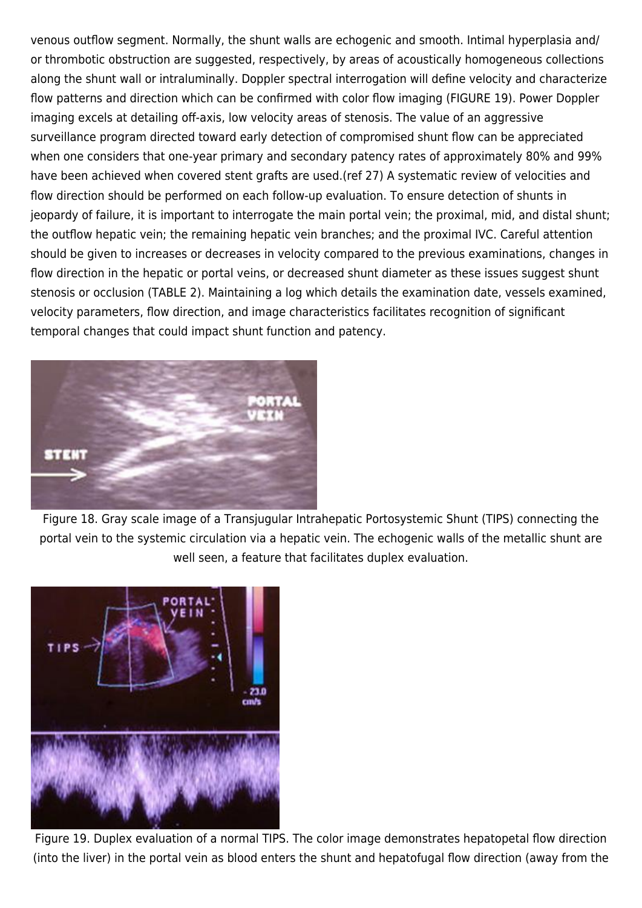venous outflow segment. Normally, the shunt walls are echogenic and smooth. Intimal hyperplasia and/ or thrombotic obstruction are suggested, respectively, by areas of acoustically homogeneous collections along the shunt wall or intraluminally. Doppler spectral interrogation will define velocity and characterize flow patterns and direction which can be confirmed with color flow imaging (FIGURE 19). Power Doppler imaging excels at detailing off-axis, low velocity areas of stenosis. The value of an aggressive surveillance program directed toward early detection of compromised shunt flow can be appreciated when one considers that one-year primary and secondary patency rates of approximately 80% and 99% have been achieved when covered stent grafts are used.(ref 27) A systematic review of velocities and flow direction should be performed on each follow-up evaluation. To ensure detection of shunts in jeopardy of failure, it is important to interrogate the main portal vein; the proximal, mid, and distal shunt; the outflow hepatic vein; the remaining hepatic vein branches; and the proximal IVC. Careful attention should be given to increases or decreases in velocity compared to the previous examinations, changes in flow direction in the hepatic or portal veins, or decreased shunt diameter as these issues suggest shunt stenosis or occlusion (TABLE 2). Maintaining a log which details the examination date, vessels examined, velocity parameters, flow direction, and image characteristics facilitates recognition of significant temporal changes that could impact shunt function and patency.

Figure 18. Gray scale image of a Transjugular Intrahepatic Portosystemic Shunt (TIPS) connecting the portal vein to the systemic circulation via a hepatic vein. The echogenic walls of the metallic shunt are well seen, a feature that facilitates duplex evaluation.

Figure 19. Duplex evaluation of a normal TIPS. The color image demonstrates hepatopetal flow direction (into the liver) in the portal vein as blood enters the shunt and hepatofugal flow direction (away from the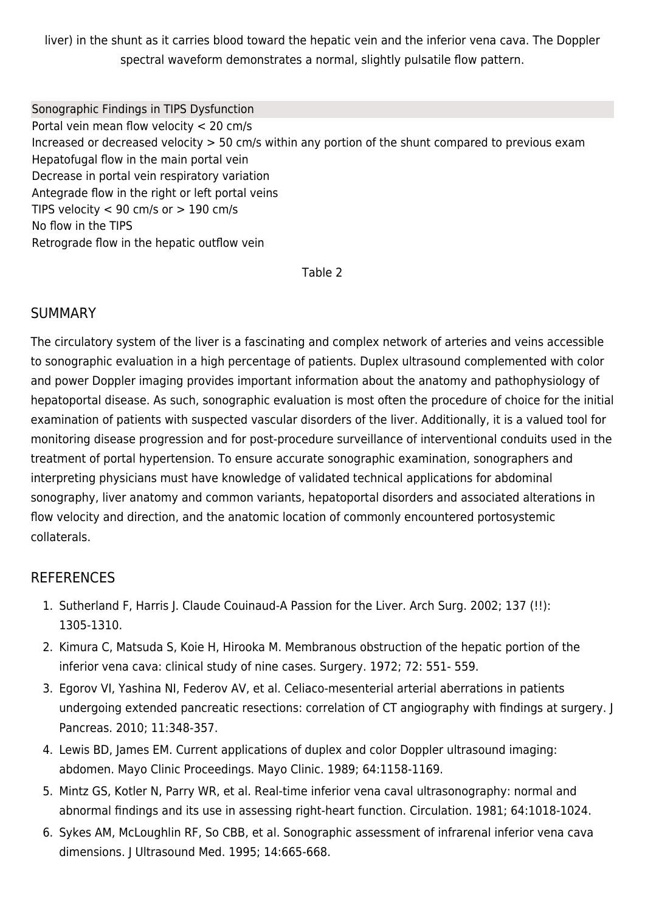liver) in the shunt as it carries blood toward the hepatic vein and the inferior vena cava. The Doppler spectral waveform demonstrates a normal, slightly pulsatile flow pattern.

| Sonographic Findings in TIPS Dysfunction |
|---|
| Portal vein mean flow velocity < 20 cm/s |
| Increased or decreased velocity > 50 cm/s within any portion of the shunt compared to previous exam |
| Hepatofugal flow in the main portal vein |
| Decrease in portal vein respiratory variation |
| Antegrade flow in the right or left portal veins |
| TIPS velocity < 90 cm/s or > 190 cm/s |
| No flow in the TIPS |
| Retrograde flow in the hepatic outflow vein |

Table 2

## SUMMARY

The circulatory system of the liver is a fascinating and complex network of arteries and veins accessible to sonographic evaluation in a high percentage of patients. Duplex ultrasound complemented with color and power Doppler imaging provides important information about the anatomy and pathophysiology of hepatoportal disease. As such, sonographic evaluation is most often the procedure of choice for the initial examination of patients with suspected vascular disorders of the liver. Additionally, it is a valued tool for monitoring disease progression and for post-procedure surveillance of interventional conduits used in the treatment of portal hypertension. To ensure accurate sonographic examination, sonographers and interpreting physicians must have knowledge of validated technical applications for abdominal sonography, liver anatomy and common variants, hepatoportal disorders and associated alterations in flow velocity and direction, and the anatomic location of commonly encountered portosystemic collaterals.

## REFERENCES

1. Sutherland F, Harris J. Claude Couinaud-A Passion for the Liver. Arch Surg. 2002; 137 (!!): 1305-1310.
2. Kimura C, Matsuda S, Koie H, Hirooka M. Membranous obstruction of the hepatic portion of the inferior vena cava: clinical study of nine cases. Surgery. 1972; 72: 551- 559.
3. Egorov VI, Yashina NI, Federov AV, et al. Celiaco-mesenterial arterial aberrations in patients undergoing extended pancreatic resections: correlation of CT angiography with findings at surgery. J Pancreas. 2010; 11:348-357.
4. Lewis BD, James EM. Current applications of duplex and color Doppler ultrasound imaging: abdomen. Mayo Clinic Proceedings. Mayo Clinic. 1989; 64:1158-1169.
5. Mintz GS, Kotler N, Parry WR, et al. Real-time inferior vena caval ultrasonography: normal and abnormal findings and its use in assessing right-heart function. Circulation. 1981; 64:1018-1024.
6. Sykes AM, McLoughlin RF, So CBB, et al. Sonographic assessment of infrarenal inferior vena cava dimensions. J Ultrasound Med. 1995; 14:665-668.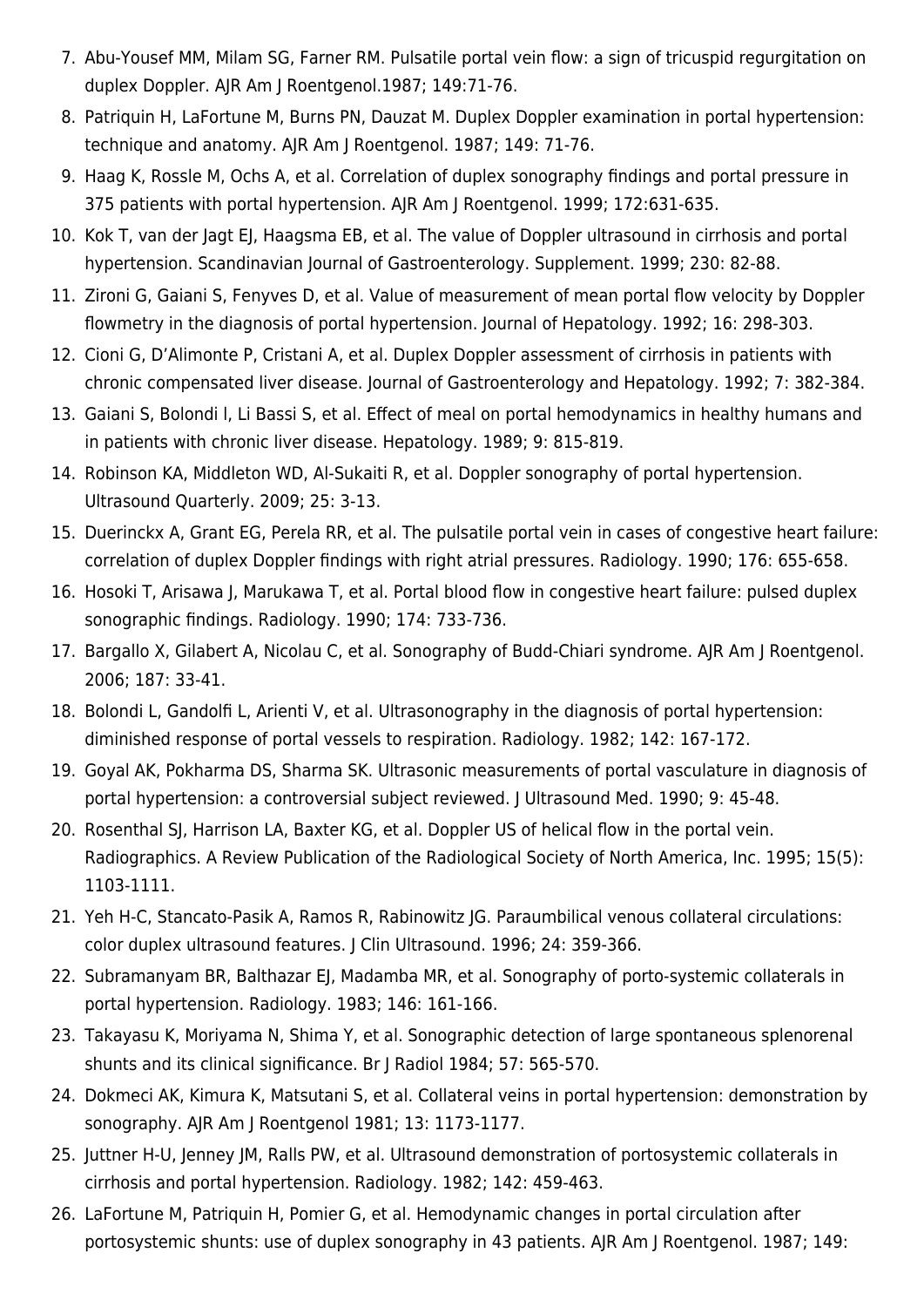7. Abu-Yousef MM, Milam SG, Farner RM. Pulsatile portal vein flow: a sign of tricuspid regurgitation on duplex Doppler. AJR Am J Roentgenol.1987; 149:71-76.
8. Patriquin H, LaFortune M, Burns PN, Dauzat M. Duplex Doppler examination in portal hypertension: technique and anatomy. AJR Am J Roentgenol. 1987; 149: 71-76.
9. Haag K, Rossle M, Ochs A, et al. Correlation of duplex sonography findings and portal pressure in 375 patients with portal hypertension. AJR Am J Roentgenol. 1999; 172:631-635.
10. Kok T, van der Jagt EJ, Haagsma EB, et al. The value of Doppler ultrasound in cirrhosis and portal hypertension. Scandinavian Journal of Gastroenterology. Supplement. 1999; 230: 82-88.
11. Zironi G, Gaiani S, Fenyves D, et al. Value of measurement of mean portal flow velocity by Doppler flowmetry in the diagnosis of portal hypertension. Journal of Hepatology. 1992; 16: 298-303.
12. Cioni G, D'Alimonte P, Cristani A, et al. Duplex Doppler assessment of cirrhosis in patients with chronic compensated liver disease. Journal of Gastroenterology and Hepatology. 1992; 7: 382-384.
13. Gaiani S, Bolondi l, Li Bassi S, et al. Effect of meal on portal hemodynamics in healthy humans and in patients with chronic liver disease. Hepatology. 1989; 9: 815-819.
14. Robinson KA, Middleton WD, Al-Sukaiti R, et al. Doppler sonography of portal hypertension. Ultrasound Quarterly. 2009; 25: 3-13.
15. Duerinckx A, Grant EG, Perela RR, et al. The pulsatile portal vein in cases of congestive heart failure: correlation of duplex Doppler findings with right atrial pressures. Radiology. 1990; 176: 655-658.
16. Hosoki T, Arisawa J, Marukawa T, et al. Portal blood flow in congestive heart failure: pulsed duplex sonographic findings. Radiology. 1990; 174: 733-736.
17. Bargallo X, Gilabert A, Nicolau C, et al. Sonography of Budd-Chiari syndrome. AJR Am J Roentgenol. 2006; 187: 33-41.
18. Bolondi L, Gandolfi L, Arienti V, et al. Ultrasonography in the diagnosis of portal hypertension: diminished response of portal vessels to respiration. Radiology. 1982; 142: 167-172.
19. Goyal AK, Pokharma DS, Sharma SK. Ultrasonic measurements of portal vasculature in diagnosis of portal hypertension: a controversial subject reviewed. J Ultrasound Med. 1990; 9: 45-48.
20. Rosenthal SJ, Harrison LA, Baxter KG, et al. Doppler US of helical flow in the portal vein. Radiographics. A Review Publication of the Radiological Society of North America, Inc. 1995; 15(5): 1103-1111.
21. Yeh H-C, Stancato-Pasik A, Ramos R, Rabinowitz JG. Paraumbilical venous collateral circulations: color duplex ultrasound features. J Clin Ultrasound. 1996; 24: 359-366.
22. Subramanyam BR, Balthazar EJ, Madamba MR, et al. Sonography of porto-systemic collaterals in portal hypertension. Radiology. 1983; 146: 161-166.
23. Takayasu K, Moriyama N, Shima Y, et al. Sonographic detection of large spontaneous splenorenal shunts and its clinical significance. Br J Radiol 1984; 57: 565-570.
24. Dokmeci AK, Kimura K, Matsutani S, et al. Collateral veins in portal hypertension: demonstration by sonography. AJR Am J Roentgenol 1981; 13: 1173-1177.
25. Juttner H-U, Jenney JM, Ralls PW, et al. Ultrasound demonstration of portosystemic collaterals in cirrhosis and portal hypertension. Radiology. 1982; 142: 459-463.
26. LaFortune M, Patriquin H, Pomier G, et al. Hemodynamic changes in portal circulation after portosystemic shunts: use of duplex sonography in 43 patients. AJR Am J Roentgenol. 1987; 149: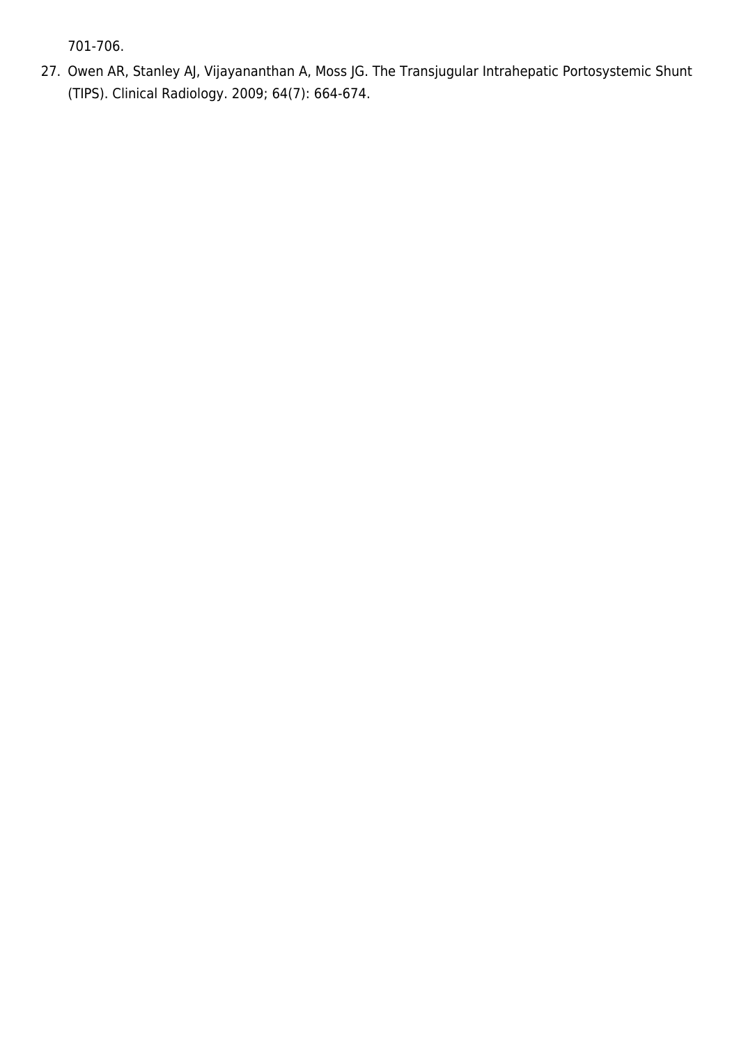701-706.

27. Owen AR, Stanley AJ, Vijayananthan A, Moss JG. The Transjugular Intrahepatic Portosystemic Shunt (TIPS). Clinical Radiology. 2009; 64(7): 664-674.